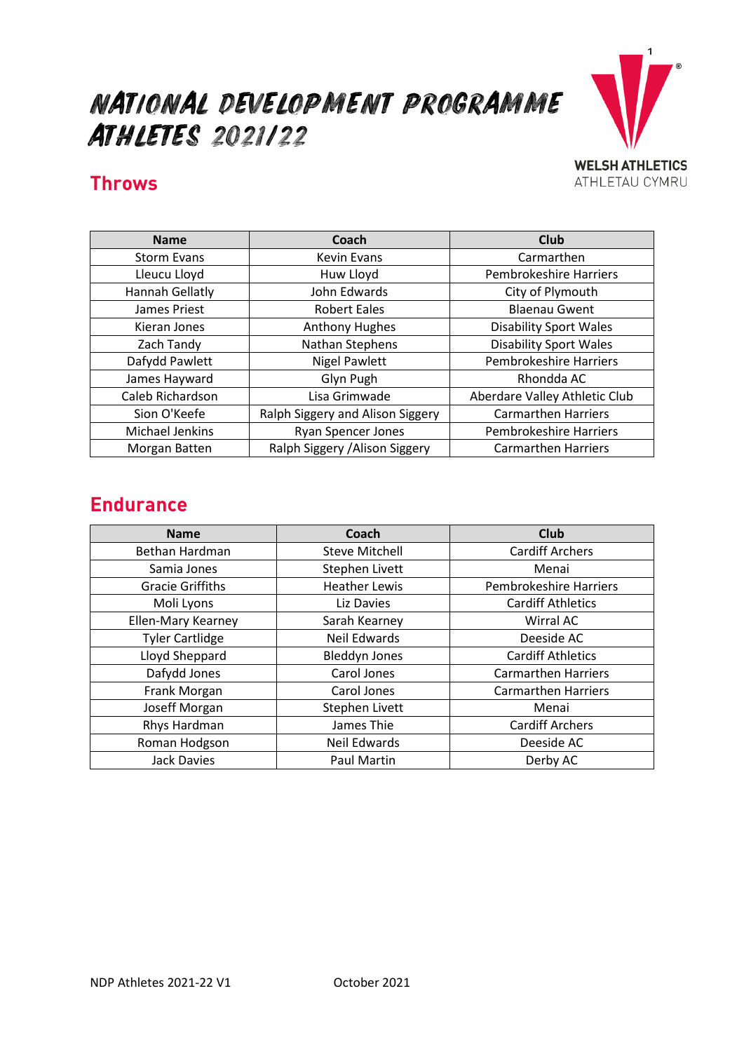# NATIONAL DEVELOPMENT PROGRAMME ATHLETES 2021/22

WELSH ATHLETICS
ATHLETAU CYMRU

## Throws

| Name | Coach | Club |
|---|---|---|
| Storm Evans | Kevin Evans | Carmarthen |
| Lleucu Lloyd | Huw Lloyd | Pembrokeshire Harriers |
| Hannah Gellatly | John Edwards | City of Plymouth |
| James Priest | Robert Eales | Blaenau Gwent |
| Kieran Jones | Anthony Hughes | Disability Sport Wales |
| Zach Tandy | Nathan Stephens | Disability Sport Wales |
| Dafydd Pawlett | Nigel Pawlett | Pembrokeshire Harriers |
| James Hayward | Glyn Pugh | Rhondda AC |
| Caleb Richardson | Lisa Grimwade | Aberdare Valley Athletic Club |
| Sion O'Keefe | Ralph Siggery and Alison Siggery | Carmarthen Harriers |
| Michael Jenkins | Ryan Spencer Jones | Pembrokeshire Harriers |
| Morgan Batten | Ralph Siggery /Alison Siggery | Carmarthen Harriers |

## Endurance

| Name | Coach | Club |
|---|---|---|
| Bethan Hardman | Steve Mitchell | Cardiff Archers |
| Samia Jones | Stephen Livett | Menai |
| Gracie Griffiths | Heather Lewis | Pembrokeshire Harriers |
| Moli Lyons | Liz Davies | Cardiff Athletics |
| Ellen-Mary Kearney | Sarah Kearney | Wirral AC |
| Tyler Cartlidge | Neil Edwards | Deeside AC |
| Lloyd Sheppard | Bleddyn Jones | Cardiff Athletics |
| Dafydd Jones | Carol Jones | Carmarthen Harriers |
| Frank Morgan | Carol Jones | Carmarthen Harriers |
| Joseff Morgan | Stephen Livett | Menai |
| Rhys Hardman | James Thie | Cardiff Archers |
| Roman Hodgson | Neil Edwards | Deeside AC |
| Jack Davies | Paul Martin | Derby AC |

NDP Athletes 2021-22 V1 October 2021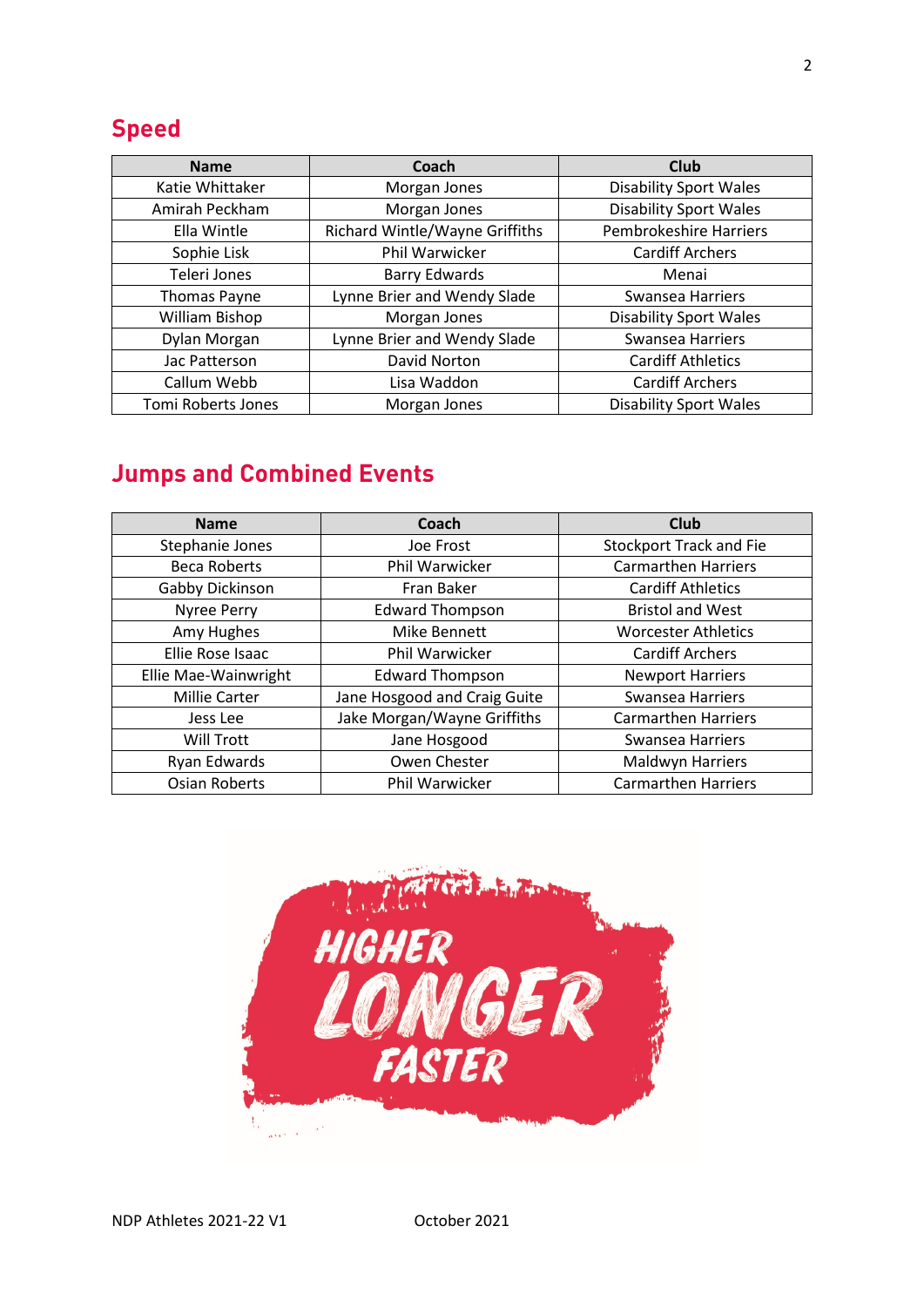## Speed

| Name | Coach | Club |
|---|---|---|
| Katie Whittaker | Morgan Jones | Disability Sport Wales |
| Amirah Peckham | Morgan Jones | Disability Sport Wales |
| Ella Wintle | Richard Wintle/Wayne Griffiths | Pembrokeshire Harriers |
| Sophie Lisk | Phil Warwicker | Cardiff Archers |
| Teleri Jones | Barry Edwards | Menai |
| Thomas Payne | Lynne Brier and Wendy Slade | Swansea Harriers |
| William Bishop | Morgan Jones | Disability Sport Wales |
| Dylan Morgan | Lynne Brier and Wendy Slade | Swansea Harriers |
| Jac Patterson | David Norton | Cardiff Athletics |
| Callum Webb | Lisa Waddon | Cardiff Archers |
| Tomi Roberts Jones | Morgan Jones | Disability Sport Wales |

## Jumps and Combined Events

| Name | Coach | Club |
|---|---|---|
| Stephanie Jones | Joe Frost | Stockport Track and Fie |
| Beca Roberts | Phil Warwicker | Carmarthen Harriers |
| Gabby Dickinson | Fran Baker | Cardiff Athletics |
| Nyree Perry | Edward Thompson | Bristol and West |
| Amy Hughes | Mike Bennett | Worcester Athletics |
| Ellie Rose Isaac | Phil Warwicker | Cardiff Archers |
| Ellie Mae-Wainwright | Edward Thompson | Newport Harriers |
| Millie Carter | Jane Hosgood and Craig Guite | Swansea Harriers |
| Jess Lee | Jake Morgan/Wayne Griffiths | Carmarthen Harriers |
| Will Trott | Jane Hosgood | Swansea Harriers |
| Ryan Edwards | Owen Chester | Maldwyn Harriers |
| Osian Roberts | Phil Warwicker | Carmarthen Harriers |

HIGHER
LONGER
FASTER

NDP Athletes 2021-22 V1 October 2021